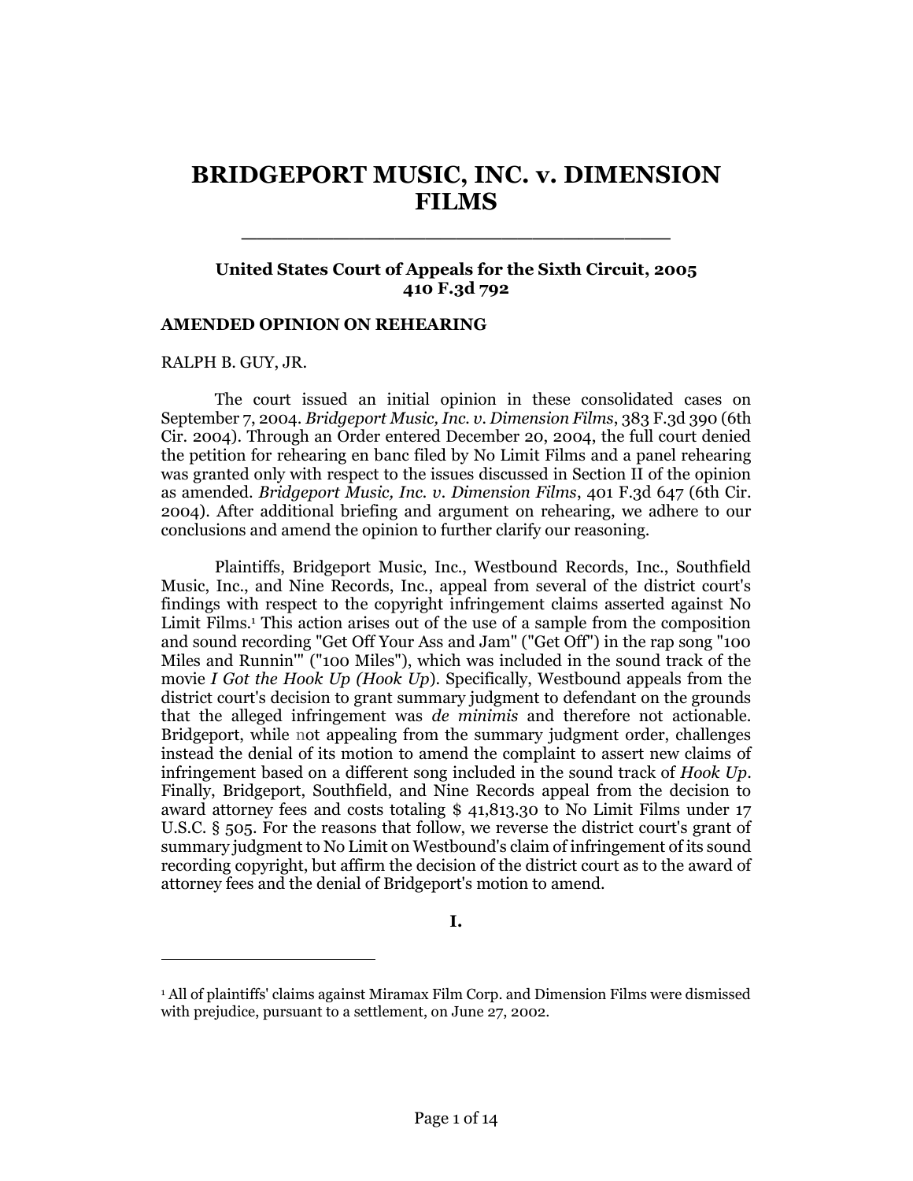# BRIDGEPORT MUSIC, INC. v. DIMENSION FILMS

---

**United States Court of Appeals for the Sixth Circuit, 2005**
**410 F.3d 792**

**AMENDED OPINION ON REHEARING**

RALPH B. GUY, JR.

The court issued an initial opinion in these consolidated cases on September 7, 2004. *Bridgeport Music, Inc. v. Dimension Films*, 383 F.3d 390 (6th Cir. 2004). Through an Order entered December 20, 2004, the full court denied the petition for rehearing en banc filed by No Limit Films and a panel rehearing was granted only with respect to the issues discussed in Section II of the opinion as amended. *Bridgeport Music, Inc. v. Dimension Films*, 401 F.3d 647 (6th Cir. 2004). After additional briefing and argument on rehearing, we adhere to our conclusions and amend the opinion to further clarify our reasoning.

Plaintiffs, Bridgeport Music, Inc., Westbound Records, Inc., Southfield Music, Inc., and Nine Records, Inc., appeal from several of the district court's findings with respect to the copyright infringement claims asserted against No Limit Films.[1] This action arises out of the use of a sample from the composition and sound recording "Get Off Your Ass and Jam" ("Get Off") in the rap song "100 Miles and Runnin'" ("100 Miles"), which was included in the sound track of the movie *I Got the Hook Up (Hook Up)*. Specifically, Westbound appeals from the district court's decision to grant summary judgment to defendant on the grounds that the alleged infringement was *de minimis* and therefore not actionable. Bridgeport, while not appealing from the summary judgment order, challenges instead the denial of its motion to amend the complaint to assert new claims of infringement based on a different song included in the sound track of *Hook Up*. Finally, Bridgeport, Southfield, and Nine Records appeal from the decision to award attorney fees and costs totaling $ 41,813.30 to No Limit Films under 17 U.S.C. § 505. For the reasons that follow, we reverse the district court's grant of summary judgment to No Limit on Westbound's claim of infringement of its sound recording copyright, but affirm the decision of the district court as to the award of attorney fees and the denial of Bridgeport's motion to amend.

## I.

---

[1] All of plaintiffs' claims against Miramax Film Corp. and Dimension Films were dismissed with prejudice, pursuant to a settlement, on June 27, 2002.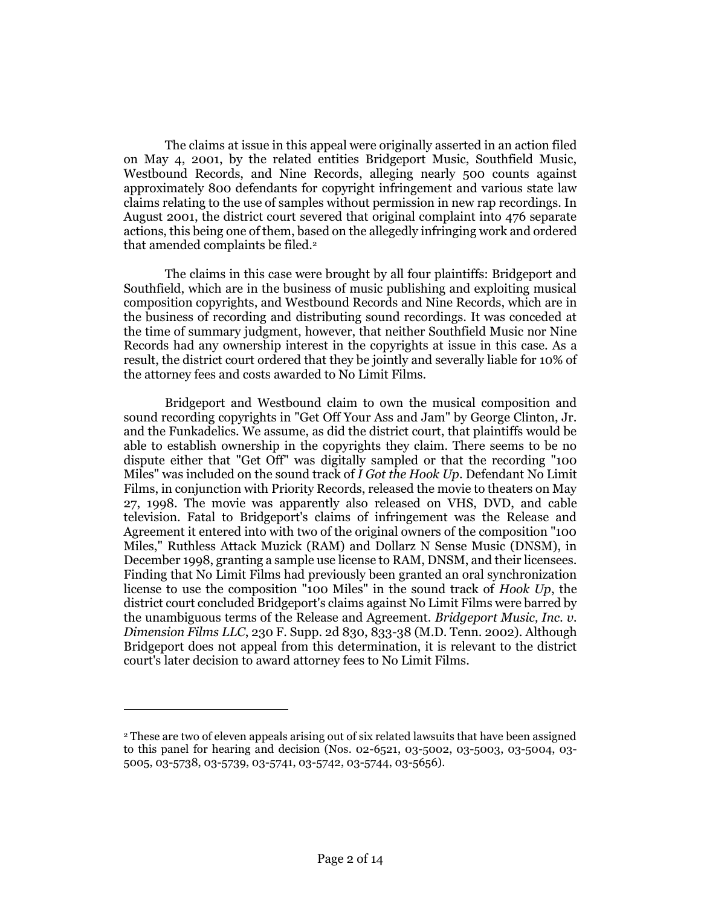The claims at issue in this appeal were originally asserted in an action filed on May 4, 2001, by the related entities Bridgeport Music, Southfield Music, Westbound Records, and Nine Records, alleging nearly 500 counts against approximately 800 defendants for copyright infringement and various state law claims relating to the use of samples without permission in new rap recordings. In August 2001, the district court severed that original complaint into 476 separate actions, this being one of them, based on the allegedly infringing work and ordered that amended complaints be filed.[2]

The claims in this case were brought by all four plaintiffs: Bridgeport and Southfield, which are in the business of music publishing and exploiting musical composition copyrights, and Westbound Records and Nine Records, which are in the business of recording and distributing sound recordings. It was conceded at the time of summary judgment, however, that neither Southfield Music nor Nine Records had any ownership interest in the copyrights at issue in this case. As a result, the district court ordered that they be jointly and severally liable for 10% of the attorney fees and costs awarded to No Limit Films.

Bridgeport and Westbound claim to own the musical composition and sound recording copyrights in "Get Off Your Ass and Jam" by George Clinton, Jr. and the Funkadelics. We assume, as did the district court, that plaintiffs would be able to establish ownership in the copyrights they claim. There seems to be no dispute either that "Get Off" was digitally sampled or that the recording "100 Miles" was included on the sound track of *I Got the Hook Up*. Defendant No Limit Films, in conjunction with Priority Records, released the movie to theaters on May 27, 1998. The movie was apparently also released on VHS, DVD, and cable television. Fatal to Bridgeport's claims of infringement was the Release and Agreement it entered into with two of the original owners of the composition "100 Miles," Ruthless Attack Muzick (RAM) and Dollarz N Sense Music (DNSM), in December 1998, granting a sample use license to RAM, DNSM, and their licensees. Finding that No Limit Films had previously been granted an oral synchronization license to use the composition "100 Miles" in the sound track of *Hook Up*, the district court concluded Bridgeport's claims against No Limit Films were barred by the unambiguous terms of the Release and Agreement. *Bridgeport Music, Inc. v. Dimension Films LLC*, 230 F. Supp. 2d 830, 833-38 (M.D. Tenn. 2002). Although Bridgeport does not appeal from this determination, it is relevant to the district court's later decision to award attorney fees to No Limit Films.

---

[2] These are two of eleven appeals arising out of six related lawsuits that have been assigned to this panel for hearing and decision (Nos. 02-6521, 03-5002, 03-5003, 03-5004, 03-5005, 03-5738, 03-5739, 03-5741, 03-5742, 03-5744, 03-5656).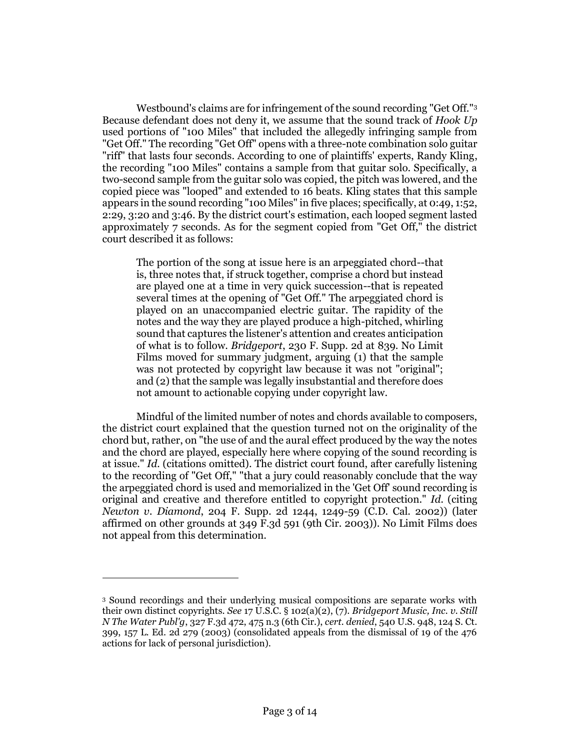Westbound's claims are for infringement of the sound recording "Get Off."[3] Because defendant does not deny it, we assume that the sound track of *Hook Up* used portions of "100 Miles" that included the allegedly infringing sample from "Get Off." The recording "Get Off" opens with a three-note combination solo guitar "riff" that lasts four seconds. According to one of plaintiffs' experts, Randy Kling, the recording "100 Miles" contains a sample from that guitar solo. Specifically, a two-second sample from the guitar solo was copied, the pitch was lowered, and the copied piece was "looped" and extended to 16 beats. Kling states that this sample appears in the sound recording "100 Miles" in five places; specifically, at 0:49, 1:52, 2:29, 3:20 and 3:46. By the district court's estimation, each looped segment lasted approximately 7 seconds. As for the segment copied from "Get Off," the district court described it as follows:

> The portion of the song at issue here is an arpeggiated chord--that is, three notes that, if struck together, comprise a chord but instead are played one at a time in very quick succession--that is repeated several times at the opening of "Get Off." The arpeggiated chord is played on an unaccompanied electric guitar. The rapidity of the notes and the way they are played produce a high-pitched, whirling sound that captures the listener's attention and creates anticipation of what is to follow. *Bridgeport*, 230 F. Supp. 2d at 839. No Limit Films moved for summary judgment, arguing (1) that the sample was not protected by copyright law because it was not "original"; and (2) that the sample was legally insubstantial and therefore does not amount to actionable copying under copyright law.

Mindful of the limited number of notes and chords available to composers, the district court explained that the question turned not on the originality of the chord but, rather, on "the use of and the aural effect produced by the way the notes and the chord are played, especially here where copying of the sound recording is at issue." *Id.* (citations omitted). The district court found, after carefully listening to the recording of "Get Off," "that a jury could reasonably conclude that the way the arpeggiated chord is used and memorialized in the 'Get Off' sound recording is original and creative and therefore entitled to copyright protection." *Id.* (citing *Newton v. Diamond*, 204 F. Supp. 2d 1244, 1249-59 (C.D. Cal. 2002)) (later affirmed on other grounds at 349 F.3d 591 (9th Cir. 2003)). No Limit Films does not appeal from this determination.

---

[3] Sound recordings and their underlying musical compositions are separate works with their own distinct copyrights. *See* 17 U.S.C. § 102(a)(2), (7). *Bridgeport Music, Inc. v. Still N The Water Publ'g*, 327 F.3d 472, 475 n.3 (6th Cir.), *cert. denied*, 540 U.S. 948, 124 S. Ct. 399, 157 L. Ed. 2d 279 (2003) (consolidated appeals from the dismissal of 19 of the 476 actions for lack of personal jurisdiction).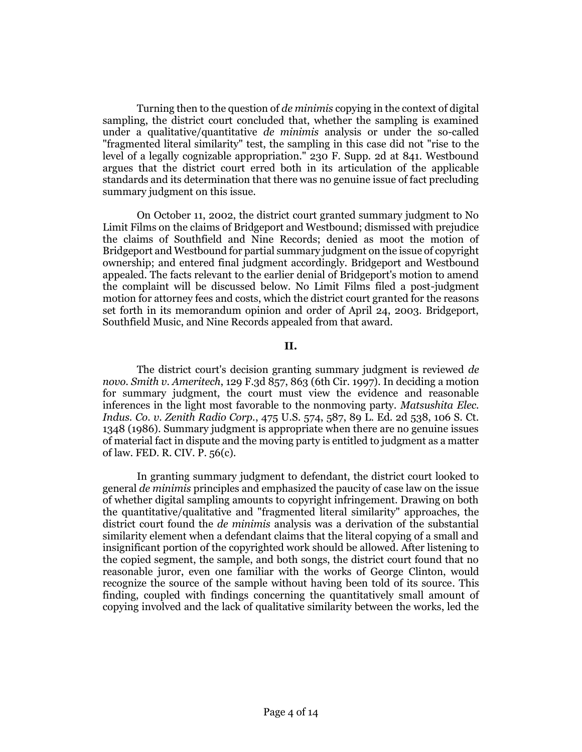Turning then to the question of *de minimis* copying in the context of digital sampling, the district court concluded that, whether the sampling is examined under a qualitative/quantitative *de minimis* analysis or under the so-called "fragmented literal similarity" test, the sampling in this case did not "rise to the level of a legally cognizable appropriation." 230 F. Supp. 2d at 841. Westbound argues that the district court erred both in its articulation of the applicable standards and its determination that there was no genuine issue of fact precluding summary judgment on this issue.

On October 11, 2002, the district court granted summary judgment to No Limit Films on the claims of Bridgeport and Westbound; dismissed with prejudice the claims of Southfield and Nine Records; denied as moot the motion of Bridgeport and Westbound for partial summary judgment on the issue of copyright ownership; and entered final judgment accordingly. Bridgeport and Westbound appealed. The facts relevant to the earlier denial of Bridgeport's motion to amend the complaint will be discussed below. No Limit Films filed a post-judgment motion for attorney fees and costs, which the district court granted for the reasons set forth in its memorandum opinion and order of April 24, 2003. Bridgeport, Southfield Music, and Nine Records appealed from that award.

## II.

The district court's decision granting summary judgment is reviewed *de novo*. *Smith v. Ameritech*, 129 F.3d 857, 863 (6th Cir. 1997). In deciding a motion for summary judgment, the court must view the evidence and reasonable inferences in the light most favorable to the nonmoving party. *Matsushita Elec. Indus. Co. v. Zenith Radio Corp.*, 475 U.S. 574, 587, 89 L. Ed. 2d 538, 106 S. Ct. 1348 (1986). Summary judgment is appropriate when there are no genuine issues of material fact in dispute and the moving party is entitled to judgment as a matter of law. FED. R. CIV. P. 56(c).

In granting summary judgment to defendant, the district court looked to general *de minimis* principles and emphasized the paucity of case law on the issue of whether digital sampling amounts to copyright infringement. Drawing on both the quantitative/qualitative and "fragmented literal similarity" approaches, the district court found the *de minimis* analysis was a derivation of the substantial similarity element when a defendant claims that the literal copying of a small and insignificant portion of the copyrighted work should be allowed. After listening to the copied segment, the sample, and both songs, the district court found that no reasonable juror, even one familiar with the works of George Clinton, would recognize the source of the sample without having been told of its source. This finding, coupled with findings concerning the quantitatively small amount of copying involved and the lack of qualitative similarity between the works, led the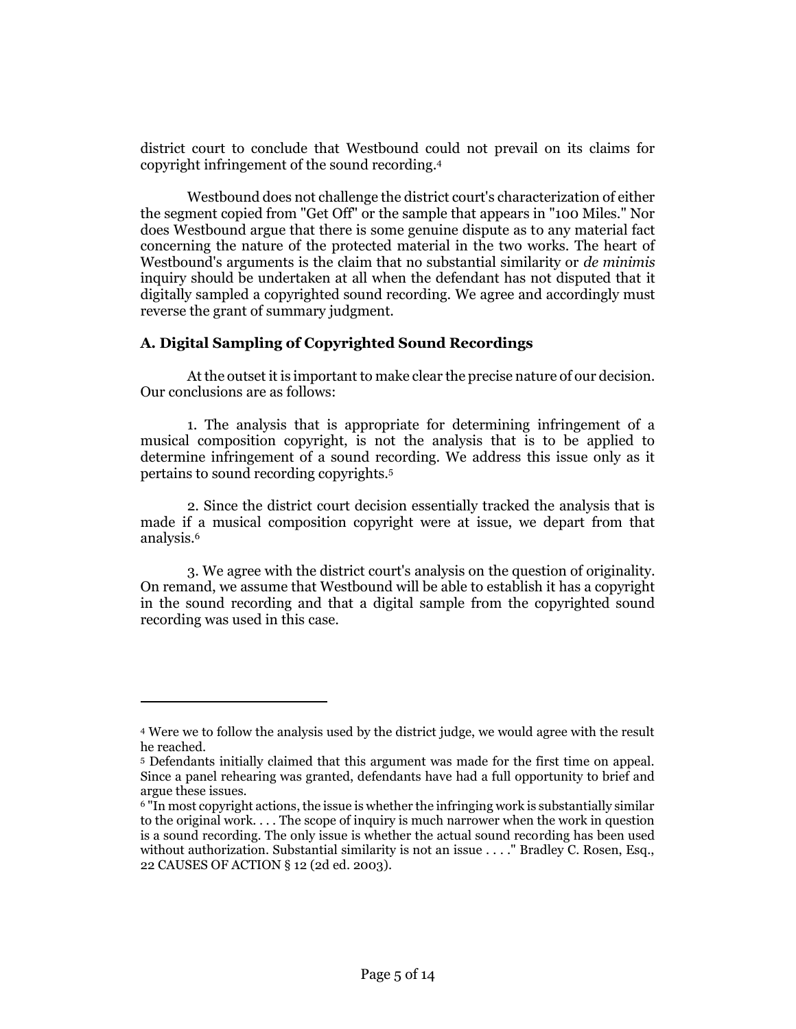district court to conclude that Westbound could not prevail on its claims for copyright infringement of the sound recording.[4]

Westbound does not challenge the district court's characterization of either the segment copied from "Get Off" or the sample that appears in "100 Miles." Nor does Westbound argue that there is some genuine dispute as to any material fact concerning the nature of the protected material in the two works. The heart of Westbound's arguments is the claim that no substantial similarity or *de minimis* inquiry should be undertaken at all when the defendant has not disputed that it digitally sampled a copyrighted sound recording. We agree and accordingly must reverse the grant of summary judgment.

### A. Digital Sampling of Copyrighted Sound Recordings

At the outset it is important to make clear the precise nature of our decision. Our conclusions are as follows:

1. The analysis that is appropriate for determining infringement of a musical composition copyright, is not the analysis that is to be applied to determine infringement of a sound recording. We address this issue only as it pertains to sound recording copyrights.[5]

2. Since the district court decision essentially tracked the analysis that is made if a musical composition copyright were at issue, we depart from that analysis.[6]

3. We agree with the district court's analysis on the question of originality. On remand, we assume that Westbound will be able to establish it has a copyright in the sound recording and that a digital sample from the copyrighted sound recording was used in this case.

---

[4] Were we to follow the analysis used by the district judge, we would agree with the result he reached.

[5] Defendants initially claimed that this argument was made for the first time on appeal. Since a panel rehearing was granted, defendants have had a full opportunity to brief and argue these issues.

[6] "In most copyright actions, the issue is whether the infringing work is substantially similar to the original work. . . . The scope of inquiry is much narrower when the work in question is a sound recording. The only issue is whether the actual sound recording has been used without authorization. Substantial similarity is not an issue . . . ." Bradley C. Rosen, Esq., 22 CAUSES OF ACTION § 12 (2d ed. 2003).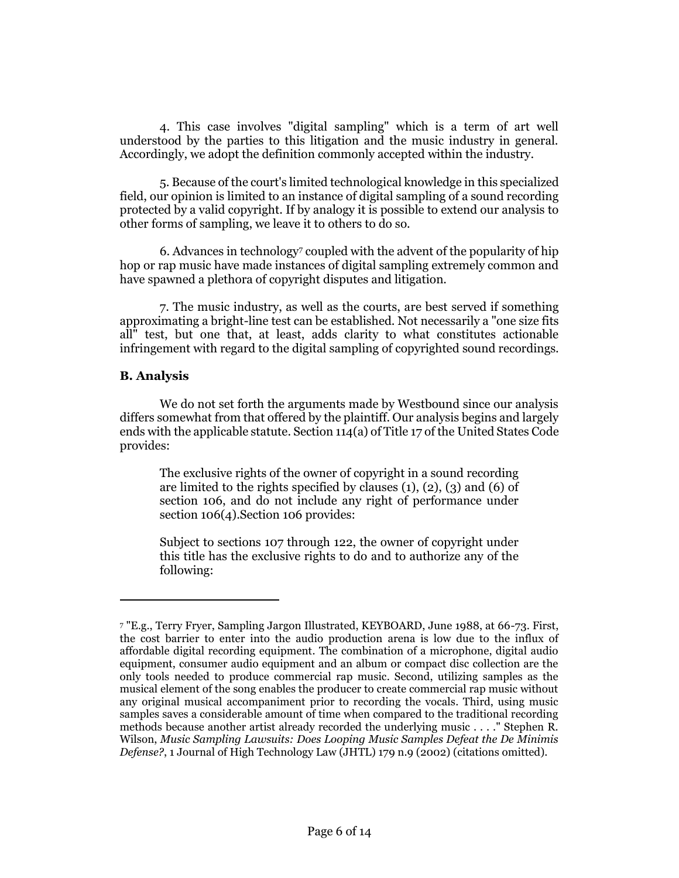4. This case involves "digital sampling" which is a term of art well understood by the parties to this litigation and the music industry in general. Accordingly, we adopt the definition commonly accepted within the industry.

5. Because of the court's limited technological knowledge in this specialized field, our opinion is limited to an instance of digital sampling of a sound recording protected by a valid copyright. If by analogy it is possible to extend our analysis to other forms of sampling, we leave it to others to do so.

6. Advances in technology[7] coupled with the advent of the popularity of hip hop or rap music have made instances of digital sampling extremely common and have spawned a plethora of copyright disputes and litigation.

7. The music industry, as well as the courts, are best served if something approximating a bright-line test can be established. Not necessarily a "one size fits all" test, but one that, at least, adds clarity to what constitutes actionable infringement with regard to the digital sampling of copyrighted sound recordings.

### B. Analysis

We do not set forth the arguments made by Westbound since our analysis differs somewhat from that offered by the plaintiff. Our analysis begins and largely ends with the applicable statute. Section 114(a) of Title 17 of the United States Code provides:

> The exclusive rights of the owner of copyright in a sound recording are limited to the rights specified by clauses (1), (2), (3) and (6) of section 106, and do not include any right of performance under section 106(4).Section 106 provides:
>
> Subject to sections 107 through 122, the owner of copyright under this title has the exclusive rights to do and to authorize any of the following:

---

[7] "E.g., Terry Fryer, Sampling Jargon Illustrated, KEYBOARD, June 1988, at 66-73. First, the cost barrier to enter into the audio production arena is low due to the influx of affordable digital recording equipment. The combination of a microphone, digital audio equipment, consumer audio equipment and an album or compact disc collection are the only tools needed to produce commercial rap music. Second, utilizing samples as the musical element of the song enables the producer to create commercial rap music without any original musical accompaniment prior to recording the vocals. Third, using music samples saves a considerable amount of time when compared to the traditional recording methods because another artist already recorded the underlying music . . . ." Stephen R. Wilson, *Music Sampling Lawsuits: Does Looping Music Samples Defeat the De Minimis Defense?*, 1 Journal of High Technology Law (JHTL) 179 n.9 (2002) (citations omitted).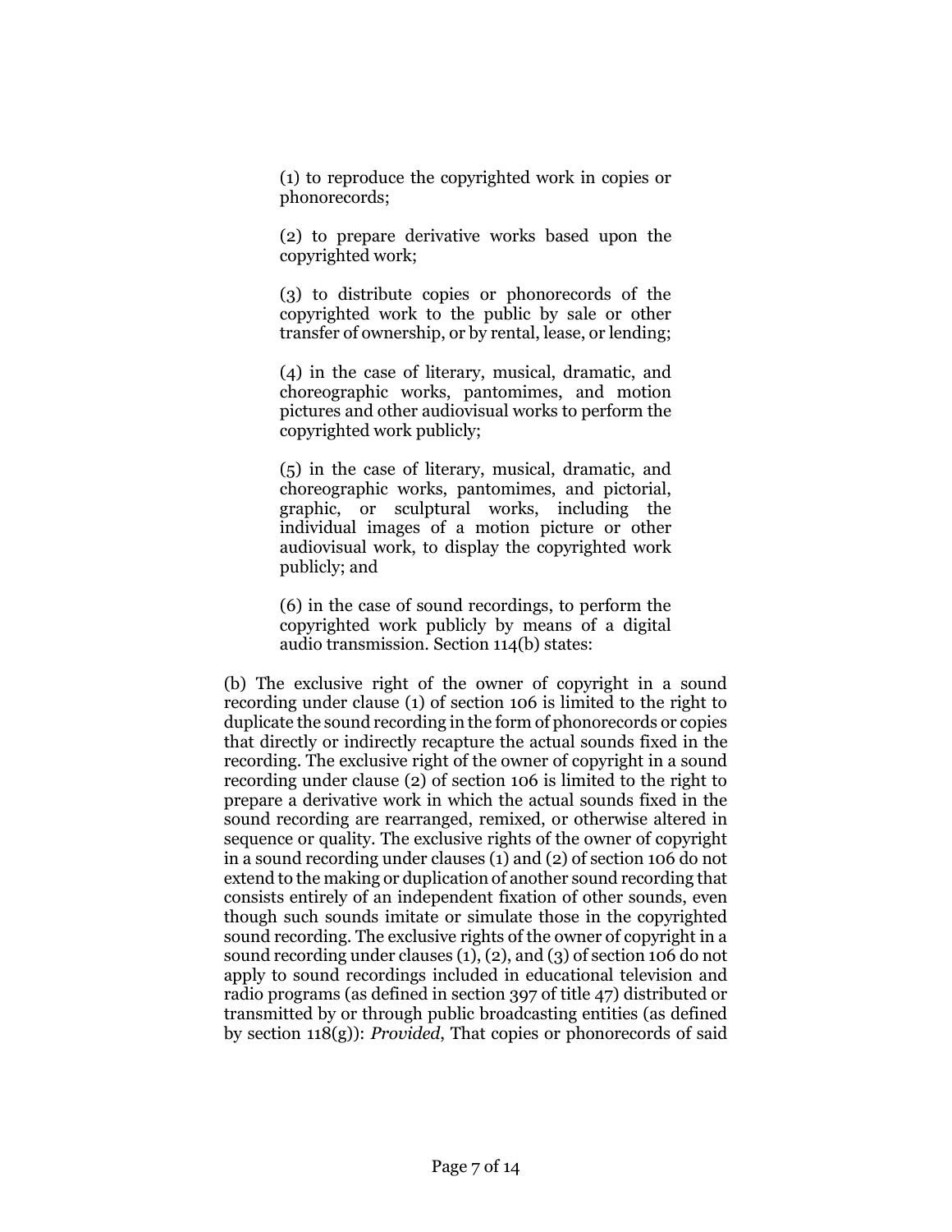> (1) to reproduce the copyrighted work in copies or phonorecords;
>
> (2) to prepare derivative works based upon the copyrighted work;
>
> (3) to distribute copies or phonorecords of the copyrighted work to the public by sale or other transfer of ownership, or by rental, lease, or lending;
>
> (4) in the case of literary, musical, dramatic, and choreographic works, pantomimes, and motion pictures and other audiovisual works to perform the copyrighted work publicly;
>
> (5) in the case of literary, musical, dramatic, and choreographic works, pantomimes, and pictorial, graphic, or sculptural works, including the individual images of a motion picture or other audiovisual work, to display the copyrighted work publicly; and
>
> (6) in the case of sound recordings, to perform the copyrighted work publicly by means of a digital audio transmission. Section 114(b) states:

(b) The exclusive right of the owner of copyright in a sound recording under clause (1) of section 106 is limited to the right to duplicate the sound recording in the form of phonorecords or copies that directly or indirectly recapture the actual sounds fixed in the recording. The exclusive right of the owner of copyright in a sound recording under clause (2) of section 106 is limited to the right to prepare a derivative work in which the actual sounds fixed in the sound recording are rearranged, remixed, or otherwise altered in sequence or quality. The exclusive rights of the owner of copyright in a sound recording under clauses (1) and (2) of section 106 do not extend to the making or duplication of another sound recording that consists entirely of an independent fixation of other sounds, even though such sounds imitate or simulate those in the copyrighted sound recording. The exclusive rights of the owner of copyright in a sound recording under clauses (1), (2), and (3) of section 106 do not apply to sound recordings included in educational television and radio programs (as defined in section 397 of title 47) distributed or transmitted by or through public broadcasting entities (as defined by section 118(g)): *Provided*, That copies or phonorecords of said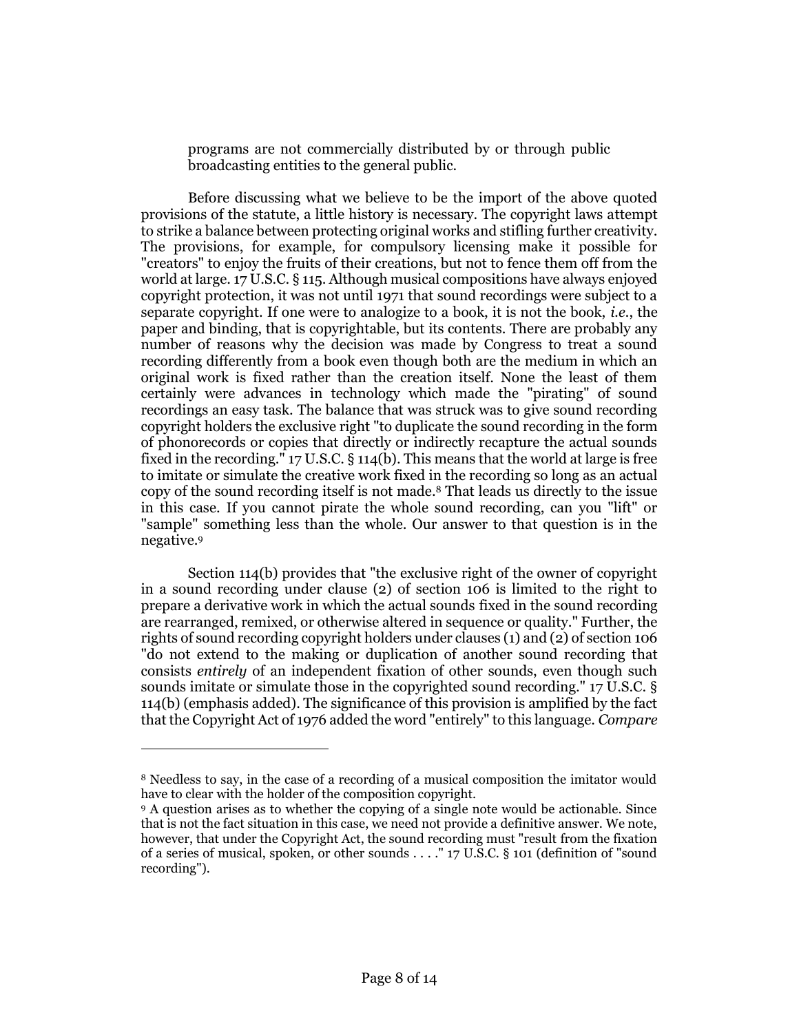programs are not commercially distributed by or through public broadcasting entities to the general public.

Before discussing what we believe to be the import of the above quoted provisions of the statute, a little history is necessary. The copyright laws attempt to strike a balance between protecting original works and stifling further creativity. The provisions, for example, for compulsory licensing make it possible for "creators" to enjoy the fruits of their creations, but not to fence them off from the world at large. 17 U.S.C. § 115. Although musical compositions have always enjoyed copyright protection, it was not until 1971 that sound recordings were subject to a separate copyright. If one were to analogize to a book, it is not the book, *i.e.*, the paper and binding, that is copyrightable, but its contents. There are probably any number of reasons why the decision was made by Congress to treat a sound recording differently from a book even though both are the medium in which an original work is fixed rather than the creation itself. None the least of them certainly were advances in technology which made the "pirating" of sound recordings an easy task. The balance that was struck was to give sound recording copyright holders the exclusive right "to duplicate the sound recording in the form of phonorecords or copies that directly or indirectly recapture the actual sounds fixed in the recording." 17 U.S.C. § 114(b). This means that the world at large is free to imitate or simulate the creative work fixed in the recording so long as an actual copy of the sound recording itself is not made.[8] That leads us directly to the issue in this case. If you cannot pirate the whole sound recording, can you "lift" or "sample" something less than the whole. Our answer to that question is in the negative.[9]

Section 114(b) provides that "the exclusive right of the owner of copyright in a sound recording under clause (2) of section 106 is limited to the right to prepare a derivative work in which the actual sounds fixed in the sound recording are rearranged, remixed, or otherwise altered in sequence or quality." Further, the rights of sound recording copyright holders under clauses (1) and (2) of section 106 "do not extend to the making or duplication of another sound recording that consists *entirely* of an independent fixation of other sounds, even though such sounds imitate or simulate those in the copyrighted sound recording." 17 U.S.C. § 114(b) (emphasis added). The significance of this provision is amplified by the fact that the Copyright Act of 1976 added the word "entirely" to this language. *Compare*

---

[8] Needless to say, in the case of a recording of a musical composition the imitator would have to clear with the holder of the composition copyright.

[9] A question arises as to whether the copying of a single note would be actionable. Since that is not the fact situation in this case, we need not provide a definitive answer. We note, however, that under the Copyright Act, the sound recording must "result from the fixation of a series of musical, spoken, or other sounds . . . ." 17 U.S.C. § 101 (definition of "sound recording").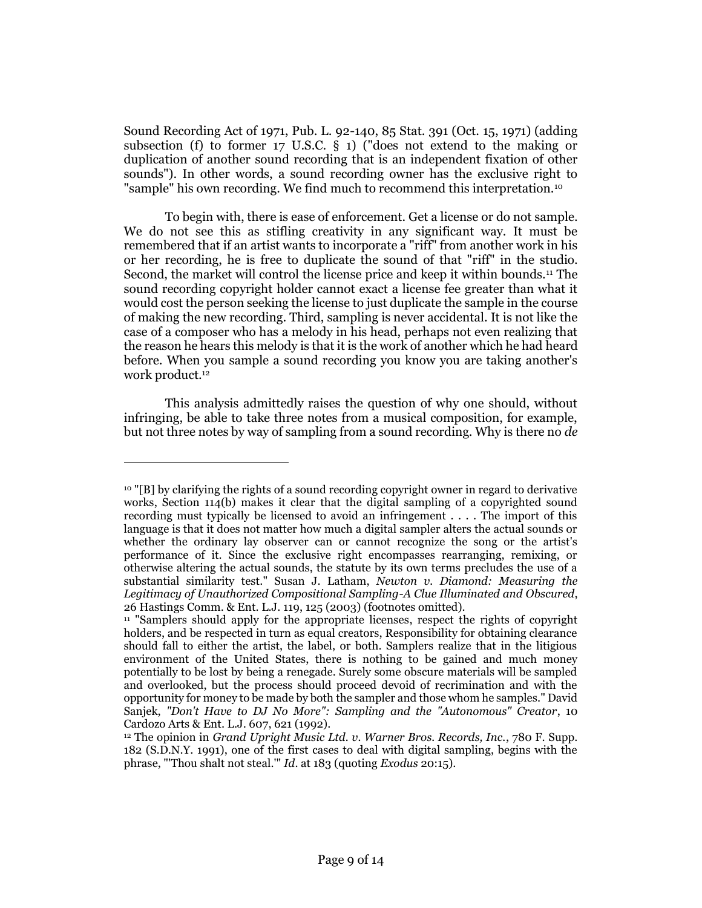Sound Recording Act of 1971, Pub. L. 92-140, 85 Stat. 391 (Oct. 15, 1971) (adding subsection (f) to former 17 U.S.C. § 1) ("does not extend to the making or duplication of another sound recording that is an independent fixation of other sounds"). In other words, a sound recording owner has the exclusive right to "sample" his own recording. We find much to recommend this interpretation.[10]

To begin with, there is ease of enforcement. Get a license or do not sample. We do not see this as stifling creativity in any significant way. It must be remembered that if an artist wants to incorporate a "riff" from another work in his or her recording, he is free to duplicate the sound of that "riff" in the studio. Second, the market will control the license price and keep it within bounds.[11] The sound recording copyright holder cannot exact a license fee greater than what it would cost the person seeking the license to just duplicate the sample in the course of making the new recording. Third, sampling is never accidental. It is not like the case of a composer who has a melody in his head, perhaps not even realizing that the reason he hears this melody is that it is the work of another which he had heard before. When you sample a sound recording you know you are taking another's work product.[12]

This analysis admittedly raises the question of why one should, without infringing, be able to take three notes from a musical composition, for example, but not three notes by way of sampling from a sound recording. Why is there no *de*

---

[10] "[B] by clarifying the rights of a sound recording copyright owner in regard to derivative works, Section 114(b) makes it clear that the digital sampling of a copyrighted sound recording must typically be licensed to avoid an infringement . . . . The import of this language is that it does not matter how much a digital sampler alters the actual sounds or whether the ordinary lay observer can or cannot recognize the song or the artist's performance of it. Since the exclusive right encompasses rearranging, remixing, or otherwise altering the actual sounds, the statute by its own terms precludes the use of a substantial similarity test." Susan J. Latham, *Newton v. Diamond: Measuring the Legitimacy of Unauthorized Compositional Sampling-A Clue Illuminated and Obscured*, 26 Hastings Comm. & Ent. L.J. 119, 125 (2003) (footnotes omitted).

[11] "Samplers should apply for the appropriate licenses, respect the rights of copyright holders, and be respected in turn as equal creators, Responsibility for obtaining clearance should fall to either the artist, the label, or both. Samplers realize that in the litigious environment of the United States, there is nothing to be gained and much money potentially to be lost by being a renegade. Surely some obscure materials will be sampled and overlooked, but the process should proceed devoid of recrimination and with the opportunity for money to be made by both the sampler and those whom he samples." David Sanjek, *"Don't Have to DJ No More": Sampling and the "Autonomous" Creator*, 10 Cardozo Arts & Ent. L.J. 607, 621 (1992).

[12] The opinion in *Grand Upright Music Ltd. v. Warner Bros. Records, Inc.*, 780 F. Supp. 182 (S.D.N.Y. 1991), one of the first cases to deal with digital sampling, begins with the phrase, "'Thou shalt not steal.'" *Id.* at 183 (quoting *Exodus* 20:15).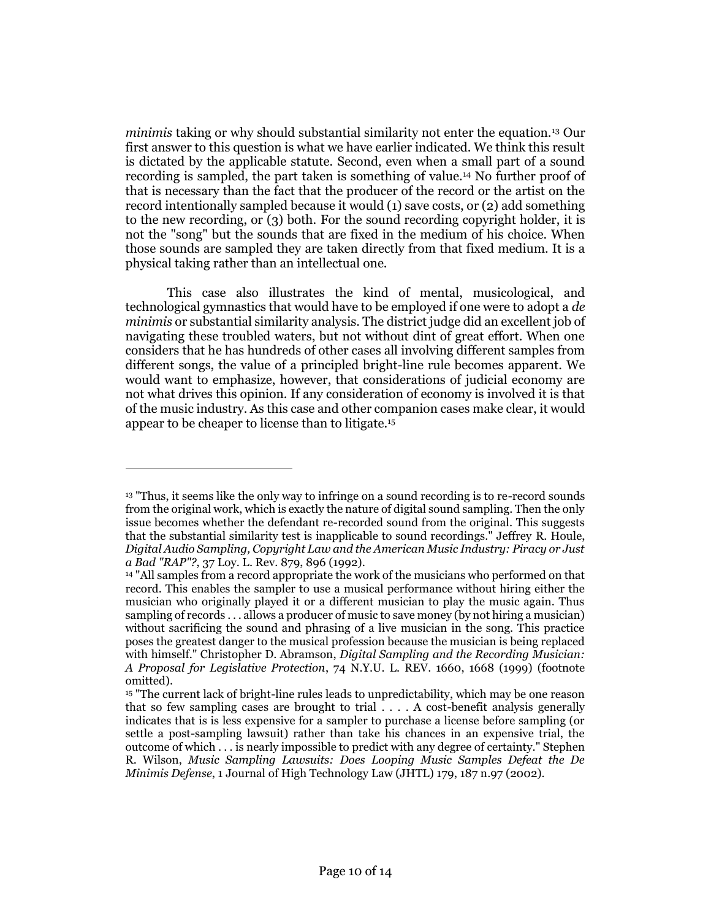*minimis* taking or why should substantial similarity not enter the equation.[13] Our first answer to this question is what we have earlier indicated. We think this result is dictated by the applicable statute. Second, even when a small part of a sound recording is sampled, the part taken is something of value.[14] No further proof of that is necessary than the fact that the producer of the record or the artist on the record intentionally sampled because it would (1) save costs, or (2) add something to the new recording, or (3) both. For the sound recording copyright holder, it is not the "song" but the sounds that are fixed in the medium of his choice. When those sounds are sampled they are taken directly from that fixed medium. It is a physical taking rather than an intellectual one.

This case also illustrates the kind of mental, musicological, and technological gymnastics that would have to be employed if one were to adopt a *de minimis* or substantial similarity analysis. The district judge did an excellent job of navigating these troubled waters, but not without dint of great effort. When one considers that he has hundreds of other cases all involving different samples from different songs, the value of a principled bright-line rule becomes apparent. We would want to emphasize, however, that considerations of judicial economy are not what drives this opinion. If any consideration of economy is involved it is that of the music industry. As this case and other companion cases make clear, it would appear to be cheaper to license than to litigate.[15]

---

[13] "Thus, it seems like the only way to infringe on a sound recording is to re-record sounds from the original work, which is exactly the nature of digital sound sampling. Then the only issue becomes whether the defendant re-recorded sound from the original. This suggests that the substantial similarity test is inapplicable to sound recordings." Jeffrey R. Houle, *Digital Audio Sampling, Copyright Law and the American Music Industry: Piracy or Just a Bad "RAP"?*, 37 Loy. L. Rev. 879, 896 (1992).

[14] "All samples from a record appropriate the work of the musicians who performed on that record. This enables the sampler to use a musical performance without hiring either the musician who originally played it or a different musician to play the music again. Thus sampling of records . . . allows a producer of music to save money (by not hiring a musician) without sacrificing the sound and phrasing of a live musician in the song. This practice poses the greatest danger to the musical profession because the musician is being replaced with himself." Christopher D. Abramson, *Digital Sampling and the Recording Musician: A Proposal for Legislative Protection*, 74 N.Y.U. L. REV. 1660, 1668 (1999) (footnote omitted).

[15] "The current lack of bright-line rules leads to unpredictability, which may be one reason that so few sampling cases are brought to trial . . . . A cost-benefit analysis generally indicates that is is less expensive for a sampler to purchase a license before sampling (or settle a post-sampling lawsuit) rather than take his chances in an expensive trial, the outcome of which . . . is nearly impossible to predict with any degree of certainty." Stephen R. Wilson, *Music Sampling Lawsuits: Does Looping Music Samples Defeat the De Minimis Defense*, 1 Journal of High Technology Law (JHTL) 179, 187 n.97 (2002).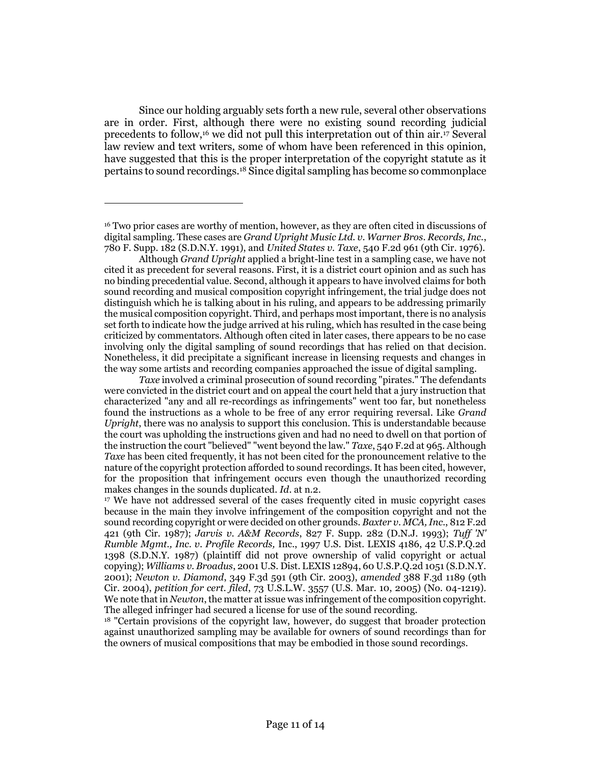Since our holding arguably sets forth a new rule, several other observations are in order. First, although there were no existing sound recording judicial precedents to follow,[16] we did not pull this interpretation out of thin air.[17] Several law review and text writers, some of whom have been referenced in this opinion, have suggested that this is the proper interpretation of the copyright statute as it pertains to sound recordings.[18] Since digital sampling has become so commonplace

---

[16] Two prior cases are worthy of mention, however, as they are often cited in discussions of digital sampling. These cases are *Grand Upright Music Ltd. v. Warner Bros. Records, Inc.*, 780 F. Supp. 182 (S.D.N.Y. 1991), and *United States v. Taxe*, 540 F.2d 961 (9th Cir. 1976).

Although *Grand Upright* applied a bright-line test in a sampling case, we have not cited it as precedent for several reasons. First, it is a district court opinion and as such has no binding precedential value. Second, although it appears to have involved claims for both sound recording and musical composition copyright infringement, the trial judge does not distinguish which he is talking about in his ruling, and appears to be addressing primarily the musical composition copyright. Third, and perhaps most important, there is no analysis set forth to indicate how the judge arrived at his ruling, which has resulted in the case being criticized by commentators. Although often cited in later cases, there appears to be no case involving only the digital sampling of sound recordings that has relied on that decision. Nonetheless, it did precipitate a significant increase in licensing requests and changes in the way some artists and recording companies approached the issue of digital sampling.

*Taxe* involved a criminal prosecution of sound recording "pirates." The defendants were convicted in the district court and on appeal the court held that a jury instruction that characterized "any and all re-recordings as infringements" went too far, but nonetheless found the instructions as a whole to be free of any error requiring reversal. Like *Grand Upright*, there was no analysis to support this conclusion. This is understandable because the court was upholding the instructions given and had no need to dwell on that portion of the instruction the court "believed" "went beyond the law." *Taxe*, 540 F.2d at 965. Although *Taxe* has been cited frequently, it has not been cited for the pronouncement relative to the nature of the copyright protection afforded to sound recordings. It has been cited, however, for the proposition that infringement occurs even though the unauthorized recording makes changes in the sounds duplicated. *Id*. at n.2.

[17] We have not addressed several of the cases frequently cited in music copyright cases because in the main they involve infringement of the composition copyright and not the sound recording copyright or were decided on other grounds. *Baxter v. MCA, Inc.*, 812 F.2d 421 (9th Cir. 1987); *Jarvis v. A&M Records*, 827 F. Supp. 282 (D.N.J. 1993); *Tuff 'N' Rumble Mgmt., Inc. v. Profile Records,* Inc., 1997 U.S. Dist. LEXIS 4186, 42 U.S.P.Q.2d 1398 (S.D.N.Y. 1987) (plaintiff did not prove ownership of valid copyright or actual copying); *Williams v. Broadus*, 2001 U.S. Dist. LEXIS 12894, 60 U.S.P.Q.2d 1051 (S.D.N.Y. 2001); *Newton v. Diamond*, 349 F.3d 591 (9th Cir. 2003), *amended* 388 F.3d 1189 (9th Cir. 2004), *petition for cert. filed*, 73 U.S.L.W. 3557 (U.S. Mar. 10, 2005) (No. 04-1219). We note that in *Newton*, the matter at issue was infringement of the composition copyright. The alleged infringer had secured a license for use of the sound recording.

[18] "Certain provisions of the copyright law, however, do suggest that broader protection against unauthorized sampling may be available for owners of sound recordings than for the owners of musical compositions that may be embodied in those sound recordings.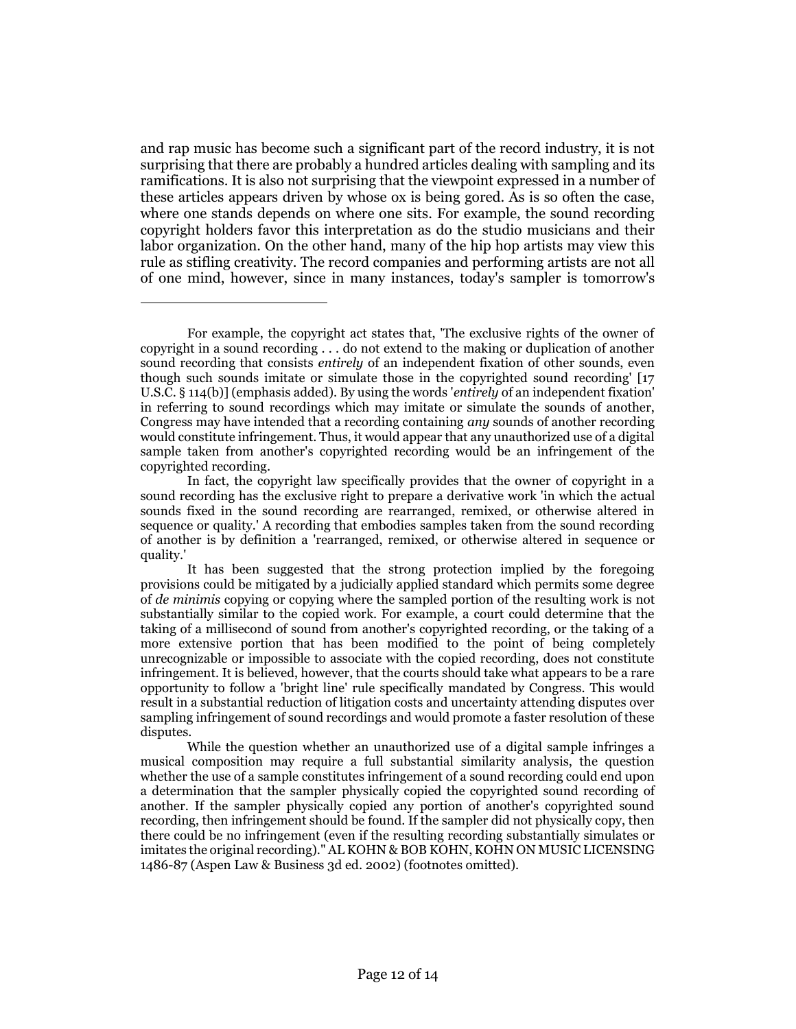and rap music has become such a significant part of the record industry, it is not surprising that there are probably a hundred articles dealing with sampling and its ramifications. It is also not surprising that the viewpoint expressed in a number of these articles appears driven by whose ox is being gored. As is so often the case, where one stands depends on where one sits. For example, the sound recording copyright holders favor this interpretation as do the studio musicians and their labor organization. On the other hand, many of the hip hop artists may view this rule as stifling creativity. The record companies and performing artists are not all of one mind, however, since in many instances, today's sampler is tomorrow's

---

For example, the copyright act states that, 'The exclusive rights of the owner of copyright in a sound recording . . . do not extend to the making or duplication of another sound recording that consists *entirely* of an independent fixation of other sounds, even though such sounds imitate or simulate those in the copyrighted sound recording' [17 U.S.C. § 114(b)] (emphasis added). By using the words '*entirely* of an independent fixation' in referring to sound recordings which may imitate or simulate the sounds of another, Congress may have intended that a recording containing *any* sounds of another recording would constitute infringement. Thus, it would appear that any unauthorized use of a digital sample taken from another's copyrighted recording would be an infringement of the copyrighted recording.

In fact, the copyright law specifically provides that the owner of copyright in a sound recording has the exclusive right to prepare a derivative work 'in which the actual sounds fixed in the sound recording are rearranged, remixed, or otherwise altered in sequence or quality.' A recording that embodies samples taken from the sound recording of another is by definition a 'rearranged, remixed, or otherwise altered in sequence or quality.'

It has been suggested that the strong protection implied by the foregoing provisions could be mitigated by a judicially applied standard which permits some degree of *de minimis* copying or copying where the sampled portion of the resulting work is not substantially similar to the copied work. For example, a court could determine that the taking of a millisecond of sound from another's copyrighted recording, or the taking of a more extensive portion that has been modified to the point of being completely unrecognizable or impossible to associate with the copied recording, does not constitute infringement. It is believed, however, that the courts should take what appears to be a rare opportunity to follow a 'bright line' rule specifically mandated by Congress. This would result in a substantial reduction of litigation costs and uncertainty attending disputes over sampling infringement of sound recordings and would promote a faster resolution of these disputes.

While the question whether an unauthorized use of a digital sample infringes a musical composition may require a full substantial similarity analysis, the question whether the use of a sample constitutes infringement of a sound recording could end upon a determination that the sampler physically copied the copyrighted sound recording of another. If the sampler physically copied any portion of another's copyrighted sound recording, then infringement should be found. If the sampler did not physically copy, then there could be no infringement (even if the resulting recording substantially simulates or imitates the original recording)." AL KOHN & BOB KOHN, KOHN ON MUSIC LICENSING 1486-87 (Aspen Law & Business 3d ed. 2002) (footnotes omitted).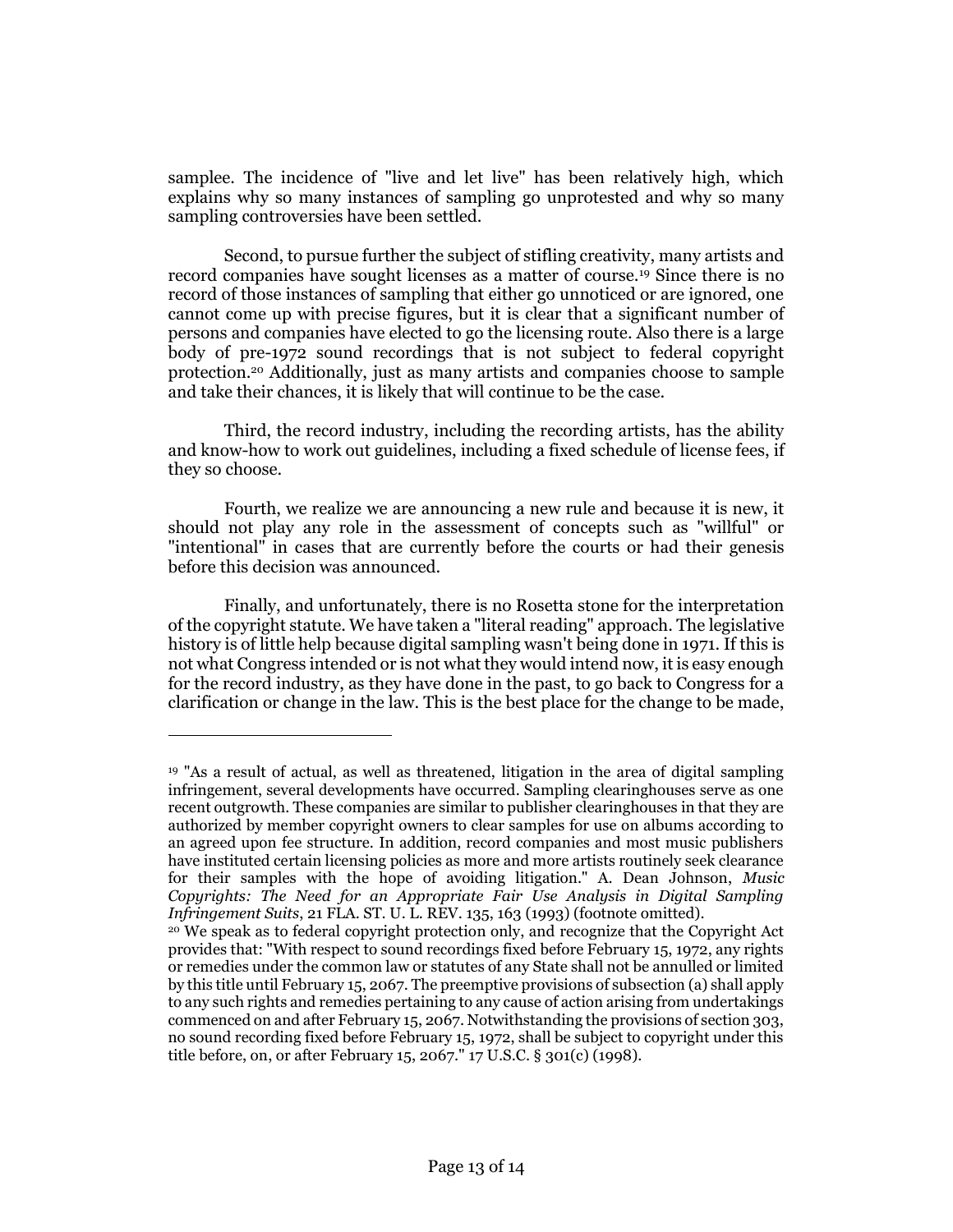samplee. The incidence of "live and let live" has been relatively high, which explains why so many instances of sampling go unprotested and why so many sampling controversies have been settled.

Second, to pursue further the subject of stifling creativity, many artists and record companies have sought licenses as a matter of course.[19] Since there is no record of those instances of sampling that either go unnoticed or are ignored, one cannot come up with precise figures, but it is clear that a significant number of persons and companies have elected to go the licensing route. Also there is a large body of pre-1972 sound recordings that is not subject to federal copyright protection.[20] Additionally, just as many artists and companies choose to sample and take their chances, it is likely that will continue to be the case.

Third, the record industry, including the recording artists, has the ability and know-how to work out guidelines, including a fixed schedule of license fees, if they so choose.

Fourth, we realize we are announcing a new rule and because it is new, it should not play any role in the assessment of concepts such as "willful" or "intentional" in cases that are currently before the courts or had their genesis before this decision was announced.

Finally, and unfortunately, there is no Rosetta stone for the interpretation of the copyright statute. We have taken a "literal reading" approach. The legislative history is of little help because digital sampling wasn't being done in 1971. If this is not what Congress intended or is not what they would intend now, it is easy enough for the record industry, as they have done in the past, to go back to Congress for a clarification or change in the law. This is the best place for the change to be made,

---

[19] "As a result of actual, as well as threatened, litigation in the area of digital sampling infringement, several developments have occurred. Sampling clearinghouses serve as one recent outgrowth. These companies are similar to publisher clearinghouses in that they are authorized by member copyright owners to clear samples for use on albums according to an agreed upon fee structure. In addition, record companies and most music publishers have instituted certain licensing policies as more and more artists routinely seek clearance for their samples with the hope of avoiding litigation." A. Dean Johnson, *Music Copyrights: The Need for an Appropriate Fair Use Analysis in Digital Sampling Infringement Suits*, 21 FLA. ST. U. L. REV. 135, 163 (1993) (footnote omitted).

[20] We speak as to federal copyright protection only, and recognize that the Copyright Act provides that: "With respect to sound recordings fixed before February 15, 1972, any rights or remedies under the common law or statutes of any State shall not be annulled or limited by this title until February 15, 2067. The preemptive provisions of subsection (a) shall apply to any such rights and remedies pertaining to any cause of action arising from undertakings commenced on and after February 15, 2067. Notwithstanding the provisions of section 303, no sound recording fixed before February 15, 1972, shall be subject to copyright under this title before, on, or after February 15, 2067." 17 U.S.C. § 301(c) (1998).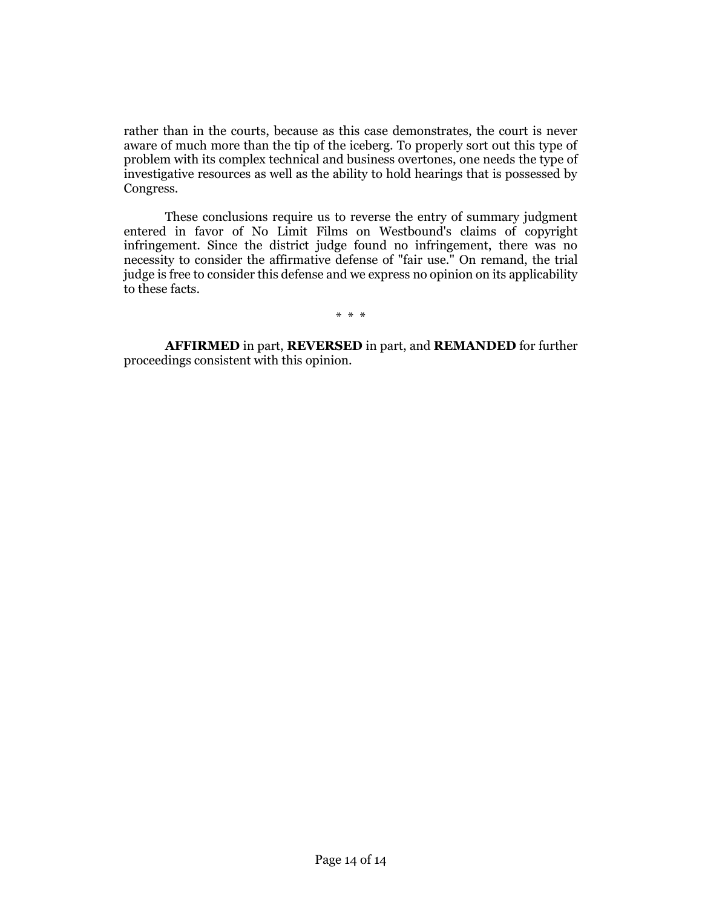rather than in the courts, because as this case demonstrates, the court is never aware of much more than the tip of the iceberg. To properly sort out this type of problem with its complex technical and business overtones, one needs the type of investigative resources as well as the ability to hold hearings that is possessed by Congress.

These conclusions require us to reverse the entry of summary judgment entered in favor of No Limit Films on Westbound's claims of copyright infringement. Since the district judge found no infringement, there was no necessity to consider the affirmative defense of "fair use." On remand, the trial judge is free to consider this defense and we express no opinion on its applicability to these facts.

\* \* \*

**AFFIRMED** in part, **REVERSED** in part, and **REMANDED** for further proceedings consistent with this opinion.